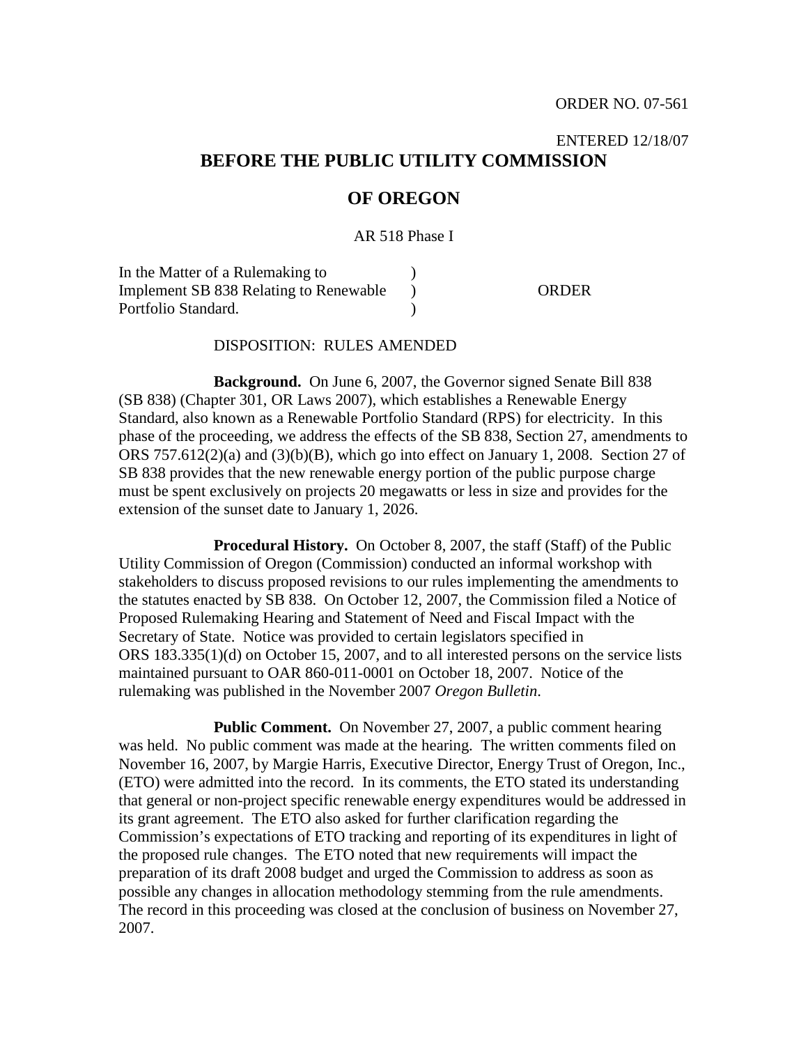ORDER NO. 07-561

ENTERED 12/18/07

# BEFORE THE PUBLIC UTILITY COMMISSION

# OF OREGON

AR 518 Phase I

| | | |
|---|---|---|
| In the Matter of a Rulemaking to | ) | |
| Implement SB 838 Relating to Renewable | ) | ORDER |
| Portfolio Standard. | ) | |

DISPOSITION: RULES AMENDED

**Background.** On June 6, 2007, the Governor signed Senate Bill 838 (SB 838) (Chapter 301, OR Laws 2007), which establishes a Renewable Energy Standard, also known as a Renewable Portfolio Standard (RPS) for electricity. In this phase of the proceeding, we address the effects of the SB 838, Section 27, amendments to ORS 757.612(2)(a) and (3)(b)(B), which go into effect on January 1, 2008. Section 27 of SB 838 provides that the new renewable energy portion of the public purpose charge must be spent exclusively on projects 20 megawatts or less in size and provides for the extension of the sunset date to January 1, 2026.

**Procedural History.** On October 8, 2007, the staff (Staff) of the Public Utility Commission of Oregon (Commission) conducted an informal workshop with stakeholders to discuss proposed revisions to our rules implementing the amendments to the statutes enacted by SB 838. On October 12, 2007, the Commission filed a Notice of Proposed Rulemaking Hearing and Statement of Need and Fiscal Impact with the Secretary of State. Notice was provided to certain legislators specified in ORS 183.335(1)(d) on October 15, 2007, and to all interested persons on the service lists maintained pursuant to OAR 860-011-0001 on October 18, 2007. Notice of the rulemaking was published in the November 2007 *Oregon Bulletin*.

**Public Comment.** On November 27, 2007, a public comment hearing was held. No public comment was made at the hearing. The written comments filed on November 16, 2007, by Margie Harris, Executive Director, Energy Trust of Oregon, Inc., (ETO) were admitted into the record. In its comments, the ETO stated its understanding that general or non-project specific renewable energy expenditures would be addressed in its grant agreement. The ETO also asked for further clarification regarding the Commission's expectations of ETO tracking and reporting of its expenditures in light of the proposed rule changes. The ETO noted that new requirements will impact the preparation of its draft 2008 budget and urged the Commission to address as soon as possible any changes in allocation methodology stemming from the rule amendments. The record in this proceeding was closed at the conclusion of business on November 27, 2007.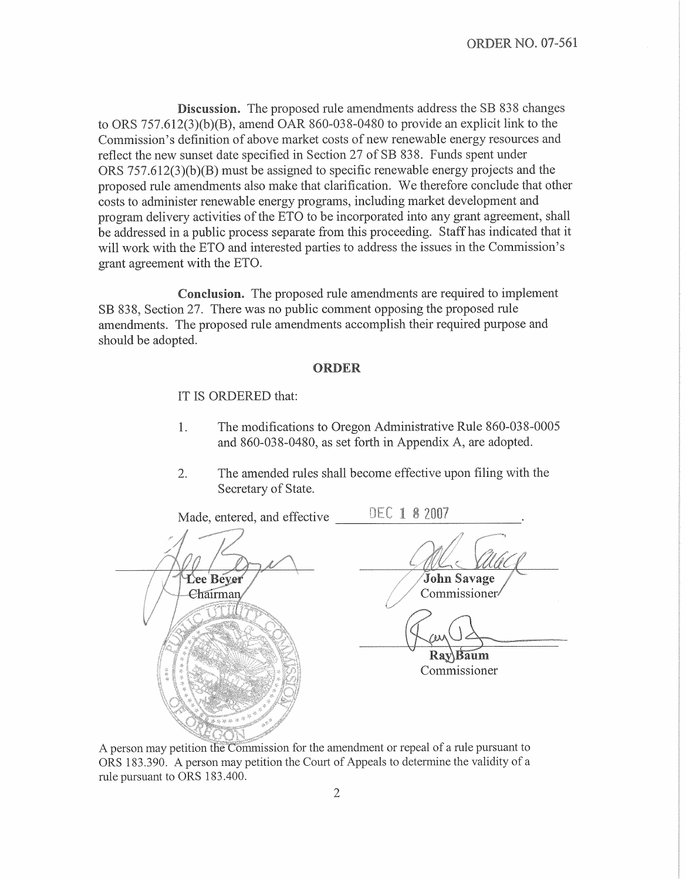**Discussion.** The proposed rule amendments address the SB 838 changes to ORS 757.612(3)(b)(B), amend OAR 860-038-0480 to provide an explicit link to the Commission's definition of above market costs of new renewable energy resources and reflect the new sunset date specified in Section 27 of SB 838. Funds spent under ORS 757.612(3)(b)(B) must be assigned to specific renewable energy projects and the proposed rule amendments also make that clarification. We therefore conclude that other costs to administer renewable energy programs, including market development and program delivery activities of the ETO to be incorporated into any grant agreement, shall be addressed in a public process separate from this proceeding. Staff has indicated that it will work with the ETO and interested parties to address the issues in the Commission's grant agreement with the ETO.

**Conclusion.** The proposed rule amendments are required to implement SB 838, Section 27. There was no public comment opposing the proposed rule amendments. The proposed rule amendments accomplish their required purpose and should be adopted.

## ORDER

IT IS ORDERED that:

1. The modifications to Oregon Administrative Rule 860-038-0005 and 860-038-0480, as set forth in Appendix A, are adopted.

2. The amended rules shall become effective upon filing with the Secretary of State.

Made, entered, and effective DEC 18 2007.

Lee Beyer
Chairman

John Savage
Commissioner

Ray Baum
Commissioner

A person may petition the Commission for the amendment or repeal of a rule pursuant to ORS 183.390. A person may petition the Court of Appeals to determine the validity of a rule pursuant to ORS 183.400.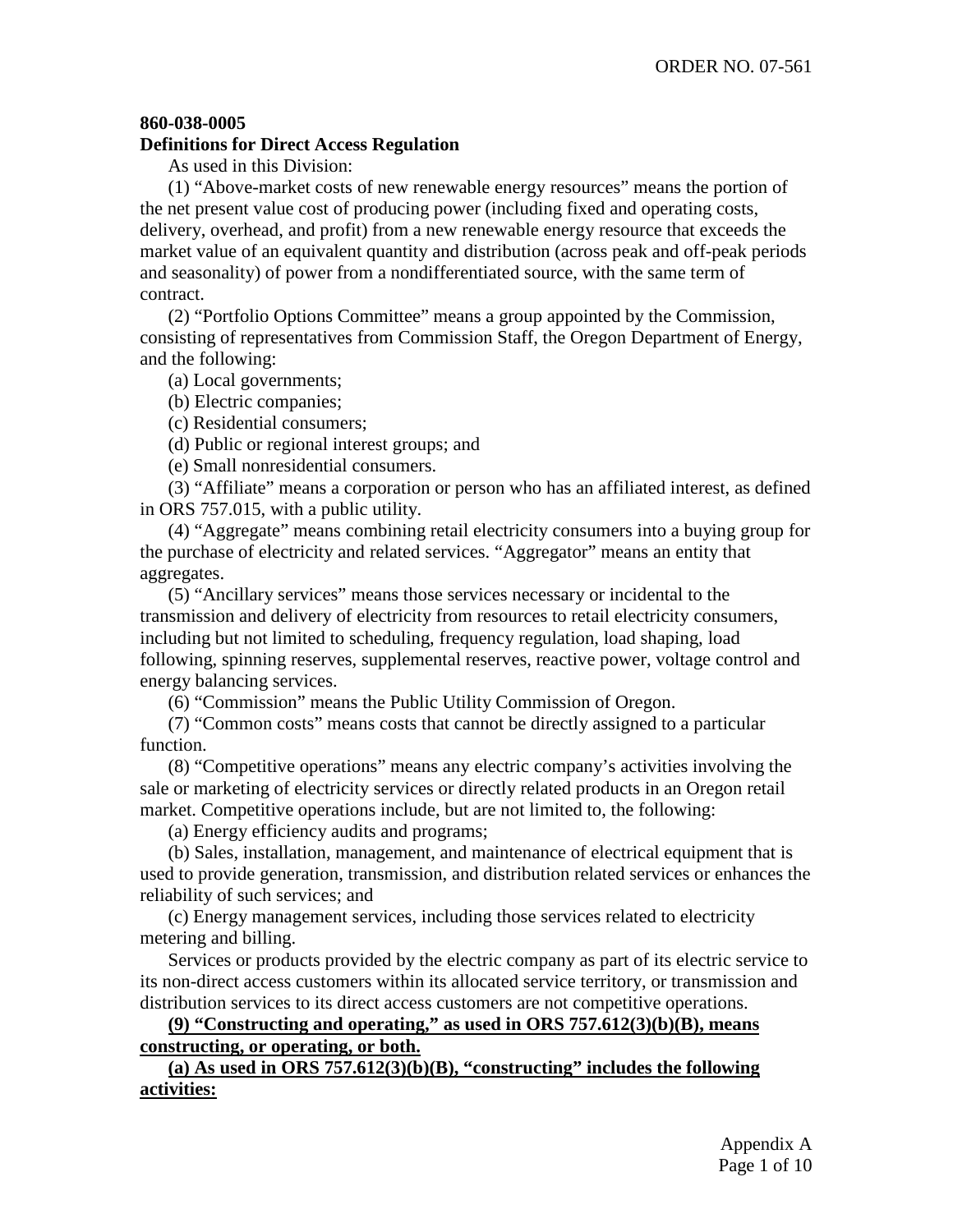**860-038-0005**
**Definitions for Direct Access Regulation**

As used in this Division:

(1) "Above-market costs of new renewable energy resources" means the portion of the net present value cost of producing power (including fixed and operating costs, delivery, overhead, and profit) from a new renewable energy resource that exceeds the market value of an equivalent quantity and distribution (across peak and off-peak periods and seasonality) of power from a nondifferentiated source, with the same term of contract.

(2) "Portfolio Options Committee" means a group appointed by the Commission, consisting of representatives from Commission Staff, the Oregon Department of Energy, and the following:

(a) Local governments;

(b) Electric companies;

(c) Residential consumers;

(d) Public or regional interest groups; and

(e) Small nonresidential consumers.

(3) "Affiliate" means a corporation or person who has an affiliated interest, as defined in ORS 757.015, with a public utility.

(4) "Aggregate" means combining retail electricity consumers into a buying group for the purchase of electricity and related services. "Aggregator" means an entity that aggregates.

(5) "Ancillary services" means those services necessary or incidental to the transmission and delivery of electricity from resources to retail electricity consumers, including but not limited to scheduling, frequency regulation, load shaping, load following, spinning reserves, supplemental reserves, reactive power, voltage control and energy balancing services.

(6) "Commission" means the Public Utility Commission of Oregon.

(7) "Common costs" means costs that cannot be directly assigned to a particular function.

(8) "Competitive operations" means any electric company's activities involving the sale or marketing of electricity services or directly related products in an Oregon retail market. Competitive operations include, but are not limited to, the following:

(a) Energy efficiency audits and programs;

(b) Sales, installation, management, and maintenance of electrical equipment that is used to provide generation, transmission, and distribution related services or enhances the reliability of such services; and

(c) Energy management services, including those services related to electricity metering and billing.

Services or products provided by the electric company as part of its electric service to its non-direct access customers within its allocated service territory, or transmission and distribution services to its direct access customers are not competitive operations.

**(9) "Constructing and operating," as used in ORS 757.612(3)(b)(B), means constructing, or operating, or both.**

**(a) As used in ORS 757.612(3)(b)(B), "constructing" includes the following activities:**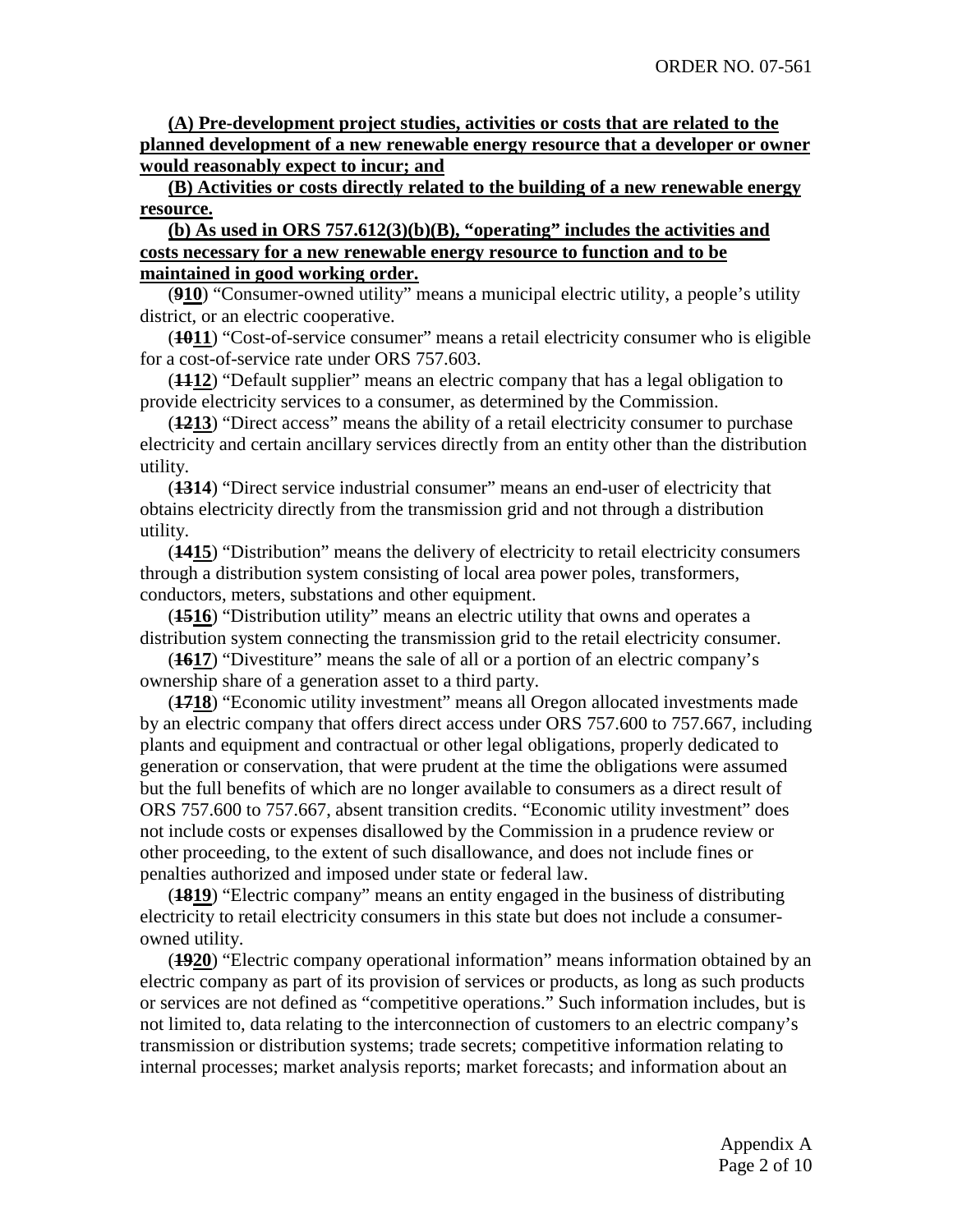**(A) Pre-development project studies, activities or costs that are related to the planned development of a new renewable energy resource that a developer or owner would reasonably expect to incur; and**

**(B) Activities or costs directly related to the building of a new renewable energy resource.**

**(b) As used in ORS 757.612(3)(b)(B), "operating" includes the activities and costs necessary for a new renewable energy resource to function and to be maintained in good working order.**

(~~9~~**10**) "Consumer-owned utility" means a municipal electric utility, a people's utility district, or an electric cooperative.

(~~10~~**11**) "Cost-of-service consumer" means a retail electricity consumer who is eligible for a cost-of-service rate under ORS 757.603.

(~~11~~**12**) "Default supplier" means an electric company that has a legal obligation to provide electricity services to a consumer, as determined by the Commission.

(~~12~~**13**) "Direct access" means the ability of a retail electricity consumer to purchase electricity and certain ancillary services directly from an entity other than the distribution utility.

(~~13~~**14**) "Direct service industrial consumer" means an end-user of electricity that obtains electricity directly from the transmission grid and not through a distribution utility.

(~~14~~**15**) "Distribution" means the delivery of electricity to retail electricity consumers through a distribution system consisting of local area power poles, transformers, conductors, meters, substations and other equipment.

(~~15~~**16**) "Distribution utility" means an electric utility that owns and operates a distribution system connecting the transmission grid to the retail electricity consumer.

(~~16~~**17**) "Divestiture" means the sale of all or a portion of an electric company's ownership share of a generation asset to a third party.

(~~17~~**18**) "Economic utility investment" means all Oregon allocated investments made by an electric company that offers direct access under ORS 757.600 to 757.667, including plants and equipment and contractual or other legal obligations, properly dedicated to generation or conservation, that were prudent at the time the obligations were assumed but the full benefits of which are no longer available to consumers as a direct result of ORS 757.600 to 757.667, absent transition credits. "Economic utility investment" does not include costs or expenses disallowed by the Commission in a prudence review or other proceeding, to the extent of such disallowance, and does not include fines or penalties authorized and imposed under state or federal law.

(~~18~~**19**) "Electric company" means an entity engaged in the business of distributing electricity to retail electricity consumers in this state but does not include a consumer-owned utility.

(~~19~~**20**) "Electric company operational information" means information obtained by an electric company as part of its provision of services or products, as long as such products or services are not defined as "competitive operations." Such information includes, but is not limited to, data relating to the interconnection of customers to an electric company's transmission or distribution systems; trade secrets; competitive information relating to internal processes; market analysis reports; market forecasts; and information about an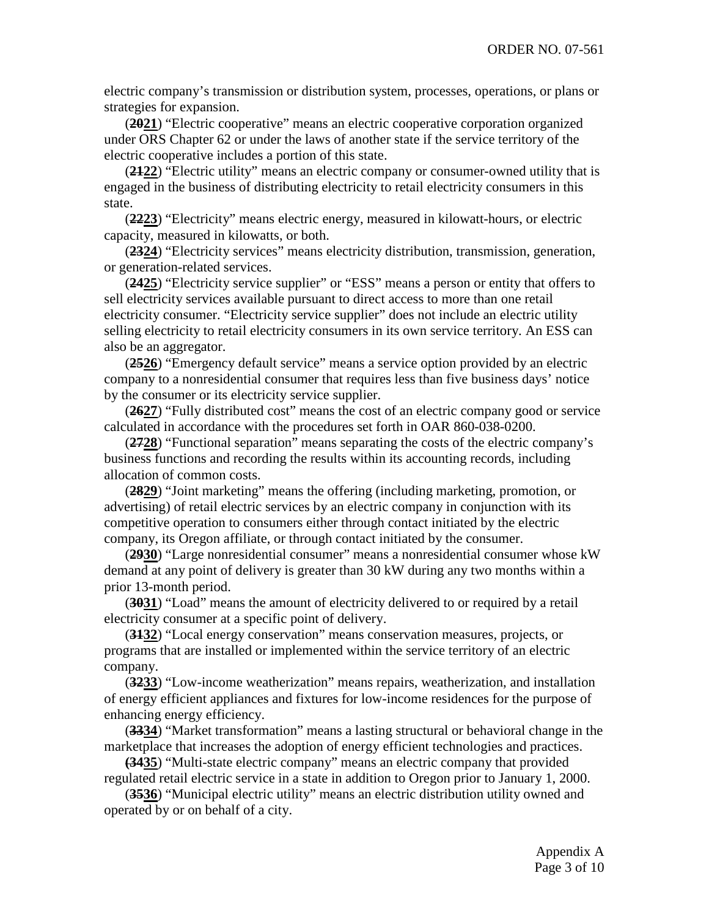electric company's transmission or distribution system, processes, operations, or plans or strategies for expansion.

(~~20~~**<u>21</u>**) "Electric cooperative" means an electric cooperative corporation organized under ORS Chapter 62 or under the laws of another state if the service territory of the electric cooperative includes a portion of this state.

(~~21~~**<u>22</u>**) "Electric utility" means an electric company or consumer-owned utility that is engaged in the business of distributing electricity to retail electricity consumers in this state.

(~~22~~**<u>23</u>**) "Electricity" means electric energy, measured in kilowatt-hours, or electric capacity, measured in kilowatts, or both.

(~~23~~**<u>24</u>**) "Electricity services" means electricity distribution, transmission, generation, or generation-related services.

(~~24~~**<u>25</u>**) "Electricity service supplier" or "ESS" means a person or entity that offers to sell electricity services available pursuant to direct access to more than one retail electricity consumer. "Electricity service supplier" does not include an electric utility selling electricity to retail electricity consumers in its own service territory. An ESS can also be an aggregator.

(~~25~~**<u>26</u>**) "Emergency default service" means a service option provided by an electric company to a nonresidential consumer that requires less than five business days' notice by the consumer or its electricity service supplier.

(~~26~~**<u>27</u>**) "Fully distributed cost" means the cost of an electric company good or service calculated in accordance with the procedures set forth in OAR 860-038-0200.

(~~27~~**<u>28</u>**) "Functional separation" means separating the costs of the electric company's business functions and recording the results within its accounting records, including allocation of common costs.

(~~28~~**<u>29</u>**) "Joint marketing" means the offering (including marketing, promotion, or advertising) of retail electric services by an electric company in conjunction with its competitive operation to consumers either through contact initiated by the electric company, its Oregon affiliate, or through contact initiated by the consumer.

(~~29~~**<u>30</u>**) "Large nonresidential consumer" means a nonresidential consumer whose kW demand at any point of delivery is greater than 30 kW during any two months within a prior 13-month period.

(~~30~~**<u>31</u>**) "Load" means the amount of electricity delivered to or required by a retail electricity consumer at a specific point of delivery.

(~~31~~**<u>32</u>**) "Local energy conservation" means conservation measures, projects, or programs that are installed or implemented within the service territory of an electric company.

(~~32~~**<u>33</u>**) "Low-income weatherization" means repairs, weatherization, and installation of energy efficient appliances and fixtures for low-income residences for the purpose of enhancing energy efficiency.

(~~33~~**<u>34</u>**) "Market transformation" means a lasting structural or behavioral change in the marketplace that increases the adoption of energy efficient technologies and practices.

(~~34~~**<u>35</u>**) "Multi-state electric company" means an electric company that provided regulated retail electric service in a state in addition to Oregon prior to January 1, 2000.

(~~35~~**<u>36</u>**) "Municipal electric utility" means an electric distribution utility owned and operated by or on behalf of a city.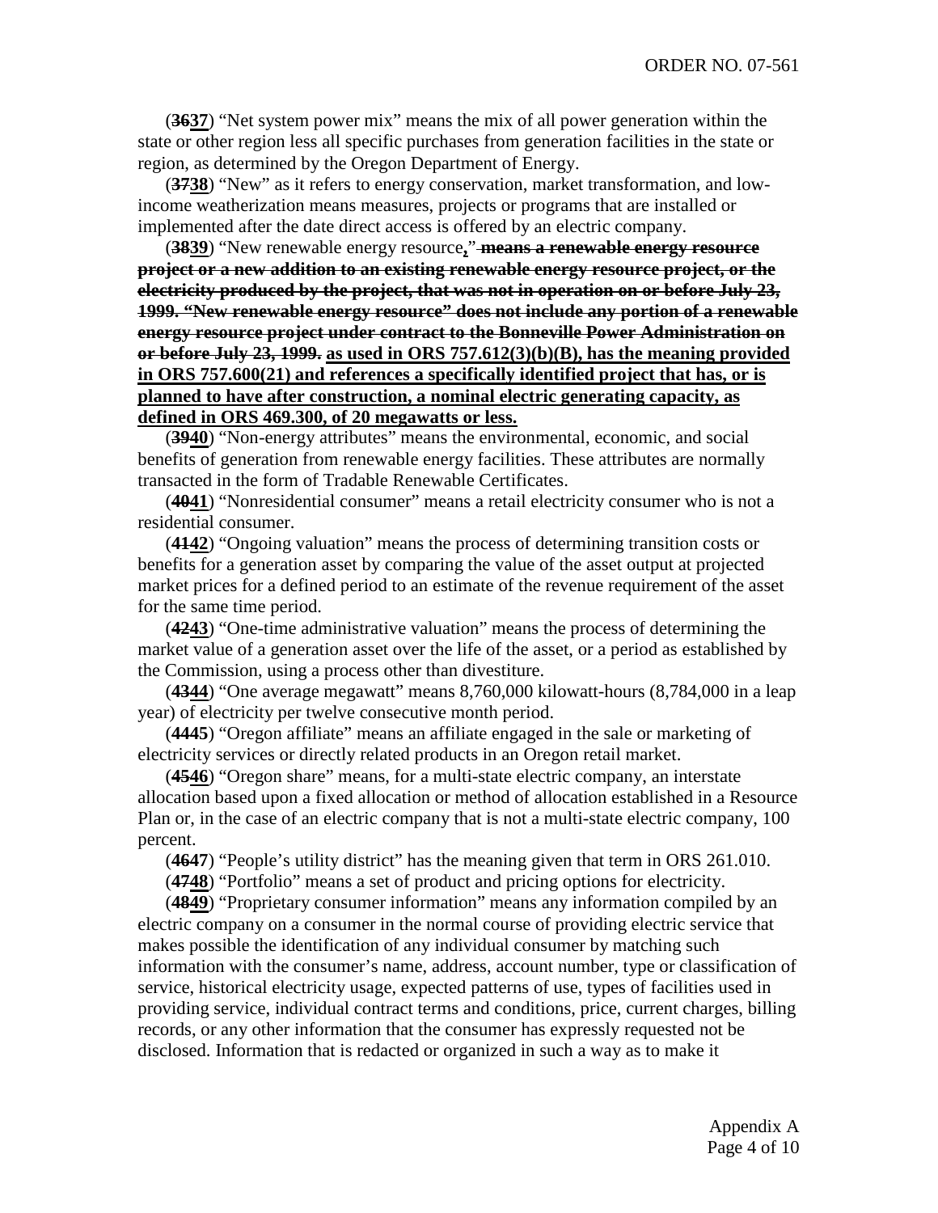(~~36~~<u>37</u>) "Net system power mix" means the mix of all power generation within the state or other region less all specific purchases from generation facilities in the state or region, as determined by the Oregon Department of Energy.

(~~37~~<u>38</u>) "New" as it refers to energy conservation, market transformation, and low-income weatherization means measures, projects or programs that are installed or implemented after the date direct access is offered by an electric company.

(~~38~~<u>39</u>) "New renewable energy resource<u>,</u>" ~~**means a renewable energy resource project or a new addition to an existing renewable energy resource project, or the electricity produced by the project, that was not in operation on or before July 23, 1999. "New renewable energy resource" does not include any portion of a renewable energy resource project under contract to the Bonneville Power Administration on or before July 23, 1999.**~~ <u>**as used in ORS 757.612(3)(b)(B), has the meaning provided in ORS 757.600(21) and references a specifically identified project that has, or is planned to have after construction, a nominal electric generating capacity, as defined in ORS 469.300, of 20 megawatts or less.**</u>

(~~39~~<u>40</u>) "Non-energy attributes" means the environmental, economic, and social benefits of generation from renewable energy facilities. These attributes are normally transacted in the form of Tradable Renewable Certificates.

(~~40~~<u>41</u>) "Nonresidential consumer" means a retail electricity consumer who is not a residential consumer.

(~~41~~<u>42</u>) "Ongoing valuation" means the process of determining transition costs or benefits for a generation asset by comparing the value of the asset output at projected market prices for a defined period to an estimate of the revenue requirement of the asset for the same time period.

(~~42~~<u>43</u>) "One-time administrative valuation" means the process of determining the market value of a generation asset over the life of the asset, or a period as established by the Commission, using a process other than divestiture.

(~~43~~<u>44</u>) "One average megawatt" means 8,760,000 kilowatt-hours (8,784,000 in a leap year) of electricity per twelve consecutive month period.

(~~44~~<u>45</u>) "Oregon affiliate" means an affiliate engaged in the sale or marketing of electricity services or directly related products in an Oregon retail market.

(~~45~~<u>46</u>) "Oregon share" means, for a multi-state electric company, an interstate allocation based upon a fixed allocation or method of allocation established in a Resource Plan or, in the case of an electric company that is not a multi-state electric company, 100 percent.

(~~46~~<u>47</u>) "People's utility district" has the meaning given that term in ORS 261.010.

(~~47~~<u>48</u>) "Portfolio" means a set of product and pricing options for electricity.

(~~48~~<u>49</u>) "Proprietary consumer information" means any information compiled by an electric company on a consumer in the normal course of providing electric service that makes possible the identification of any individual consumer by matching such information with the consumer's name, address, account number, type or classification of service, historical electricity usage, expected patterns of use, types of facilities used in providing service, individual contract terms and conditions, price, current charges, billing records, or any other information that the consumer has expressly requested not be disclosed. Information that is redacted or organized in such a way as to make it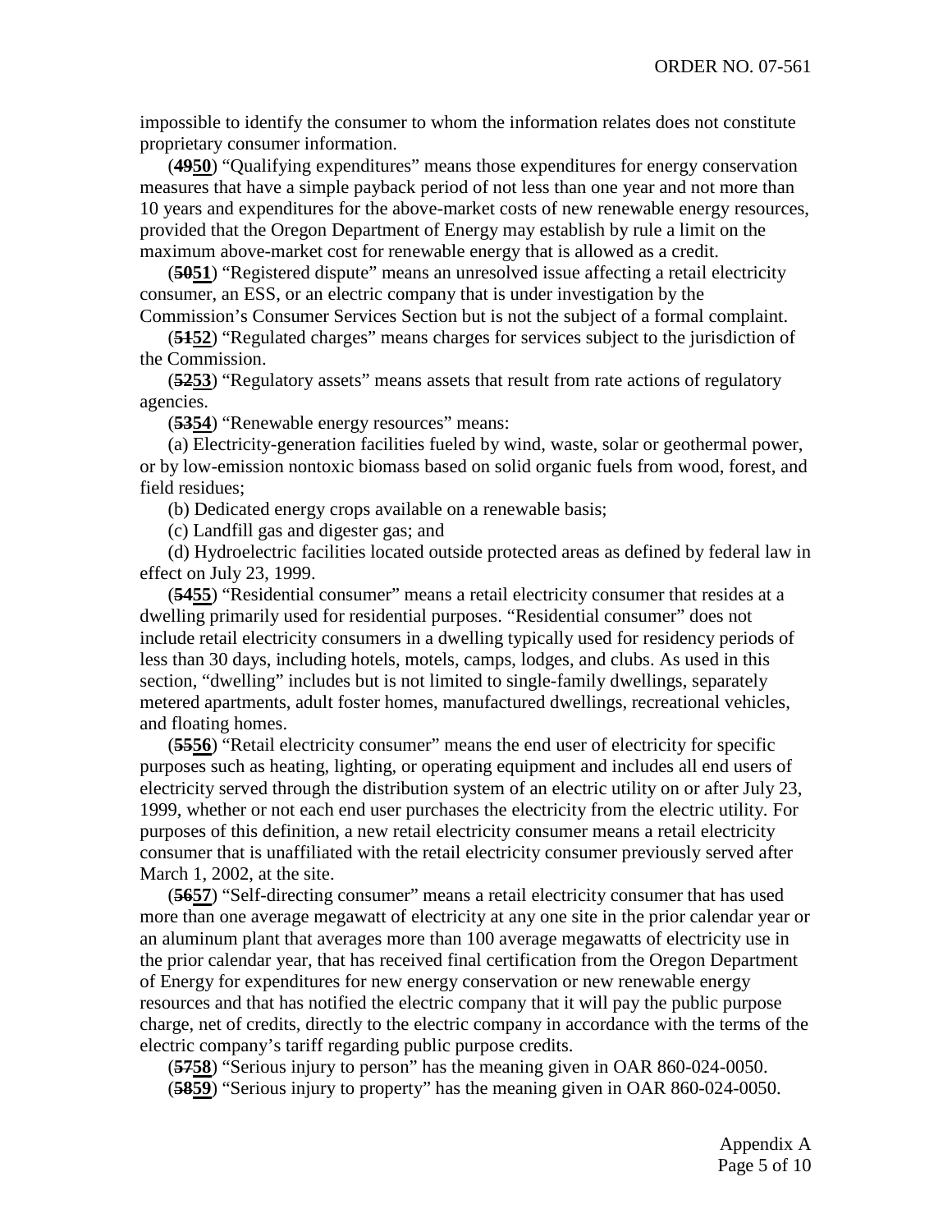impossible to identify the consumer to whom the information relates does not constitute proprietary consumer information.

(**~~49~~**<u>**50**</u>) "Qualifying expenditures" means those expenditures for energy conservation measures that have a simple payback period of not less than one year and not more than 10 years and expenditures for the above-market costs of new renewable energy resources, provided that the Oregon Department of Energy may establish by rule a limit on the maximum above-market cost for renewable energy that is allowed as a credit.

(**~~50~~**<u>**51**</u>) "Registered dispute" means an unresolved issue affecting a retail electricity consumer, an ESS, or an electric company that is under investigation by the Commission's Consumer Services Section but is not the subject of a formal complaint.

(**~~51~~**<u>**52**</u>) "Regulated charges" means charges for services subject to the jurisdiction of the Commission.

(**~~52~~**<u>**53**</u>) "Regulatory assets" means assets that result from rate actions of regulatory agencies.

(**~~53~~**<u>**54**</u>) "Renewable energy resources" means:

(a) Electricity-generation facilities fueled by wind, waste, solar or geothermal power, or by low-emission nontoxic biomass based on solid organic fuels from wood, forest, and field residues;

(b) Dedicated energy crops available on a renewable basis;

(c) Landfill gas and digester gas; and

(d) Hydroelectric facilities located outside protected areas as defined by federal law in effect on July 23, 1999.

(**~~54~~**<u>**55**</u>) "Residential consumer" means a retail electricity consumer that resides at a dwelling primarily used for residential purposes. "Residential consumer" does not include retail electricity consumers in a dwelling typically used for residency periods of less than 30 days, including hotels, motels, camps, lodges, and clubs. As used in this section, "dwelling" includes but is not limited to single-family dwellings, separately metered apartments, adult foster homes, manufactured dwellings, recreational vehicles, and floating homes.

(**~~55~~**<u>**56**</u>) "Retail electricity consumer" means the end user of electricity for specific purposes such as heating, lighting, or operating equipment and includes all end users of electricity served through the distribution system of an electric utility on or after July 23, 1999, whether or not each end user purchases the electricity from the electric utility. For purposes of this definition, a new retail electricity consumer means a retail electricity consumer that is unaffiliated with the retail electricity consumer previously served after March 1, 2002, at the site.

(**~~56~~**<u>**57**</u>) "Self-directing consumer" means a retail electricity consumer that has used more than one average megawatt of electricity at any one site in the prior calendar year or an aluminum plant that averages more than 100 average megawatts of electricity use in the prior calendar year, that has received final certification from the Oregon Department of Energy for expenditures for new energy conservation or new renewable energy resources and that has notified the electric company that it will pay the public purpose charge, net of credits, directly to the electric company in accordance with the terms of the electric company's tariff regarding public purpose credits.

(**~~57~~**<u>**58**</u>) "Serious injury to person" has the meaning given in OAR 860-024-0050.

(**~~58~~**<u>**59**</u>) "Serious injury to property" has the meaning given in OAR 860-024-0050.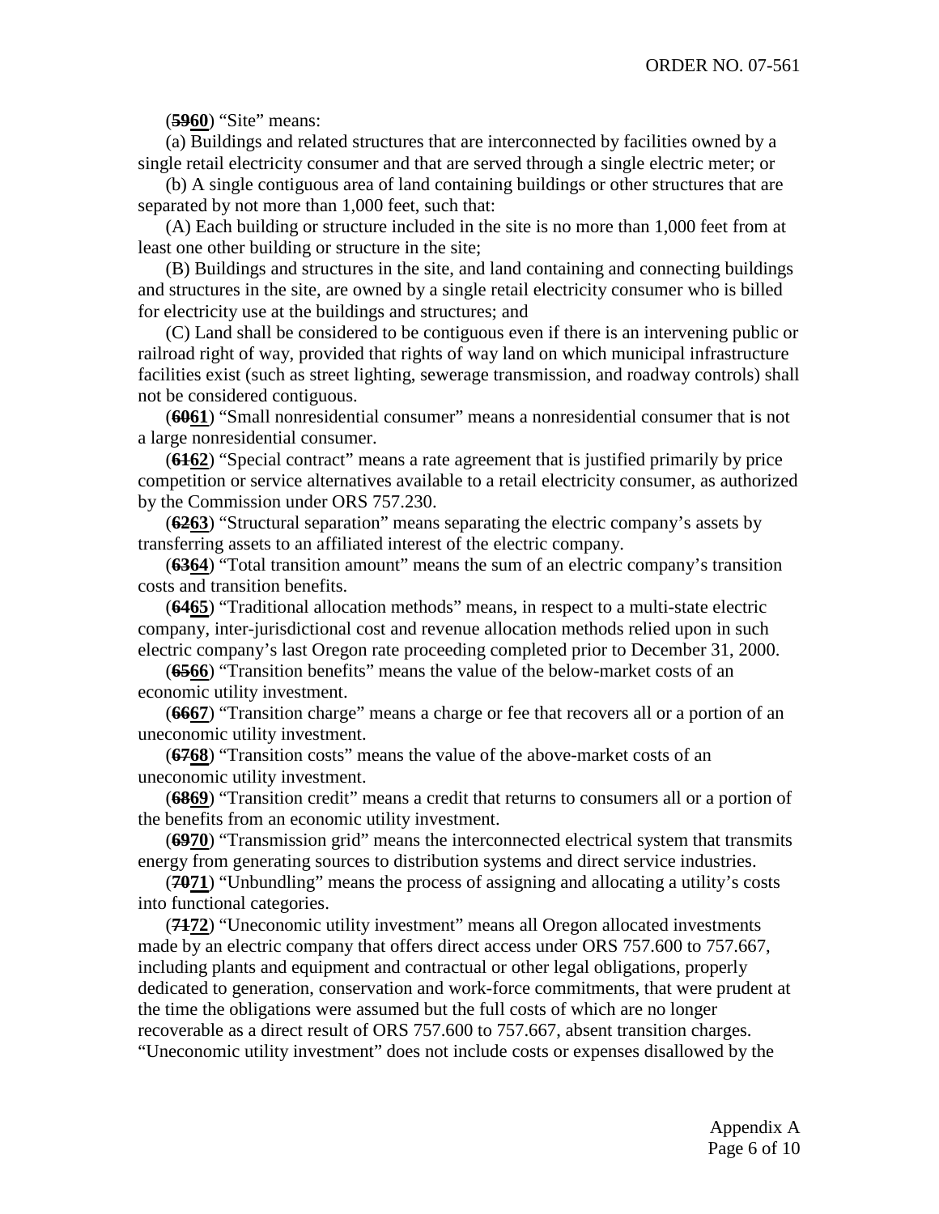(~~59~~**60**) "Site" means:

(a) Buildings and related structures that are interconnected by facilities owned by a single retail electricity consumer and that are served through a single electric meter; or

(b) A single contiguous area of land containing buildings or other structures that are separated by not more than 1,000 feet, such that:

(A) Each building or structure included in the site is no more than 1,000 feet from at least one other building or structure in the site;

(B) Buildings and structures in the site, and land containing and connecting buildings and structures in the site, are owned by a single retail electricity consumer who is billed for electricity use at the buildings and structures; and

(C) Land shall be considered to be contiguous even if there is an intervening public or railroad right of way, provided that rights of way land on which municipal infrastructure facilities exist (such as street lighting, sewerage transmission, and roadway controls) shall not be considered contiguous.

(~~60~~**61**) "Small nonresidential consumer" means a nonresidential consumer that is not a large nonresidential consumer.

(~~61~~**62**) "Special contract" means a rate agreement that is justified primarily by price competition or service alternatives available to a retail electricity consumer, as authorized by the Commission under ORS 757.230.

(~~62~~**63**) "Structural separation" means separating the electric company's assets by transferring assets to an affiliated interest of the electric company.

(~~63~~**64**) "Total transition amount" means the sum of an electric company's transition costs and transition benefits.

(~~64~~**65**) "Traditional allocation methods" means, in respect to a multi-state electric company, inter-jurisdictional cost and revenue allocation methods relied upon in such electric company's last Oregon rate proceeding completed prior to December 31, 2000.

(~~65~~**66**) "Transition benefits" means the value of the below-market costs of an economic utility investment.

(~~66~~**67**) "Transition charge" means a charge or fee that recovers all or a portion of an uneconomic utility investment.

(~~67~~**68**) "Transition costs" means the value of the above-market costs of an uneconomic utility investment.

(~~68~~**69**) "Transition credit" means a credit that returns to consumers all or a portion of the benefits from an economic utility investment.

(~~69~~**70**) "Transmission grid" means the interconnected electrical system that transmits energy from generating sources to distribution systems and direct service industries.

(~~70~~**71**) "Unbundling" means the process of assigning and allocating a utility's costs into functional categories.

(~~71~~**72**) "Uneconomic utility investment" means all Oregon allocated investments made by an electric company that offers direct access under ORS 757.600 to 757.667, including plants and equipment and contractual or other legal obligations, properly dedicated to generation, conservation and work-force commitments, that were prudent at the time the obligations were assumed but the full costs of which are no longer recoverable as a direct result of ORS 757.600 to 757.667, absent transition charges. "Uneconomic utility investment" does not include costs or expenses disallowed by the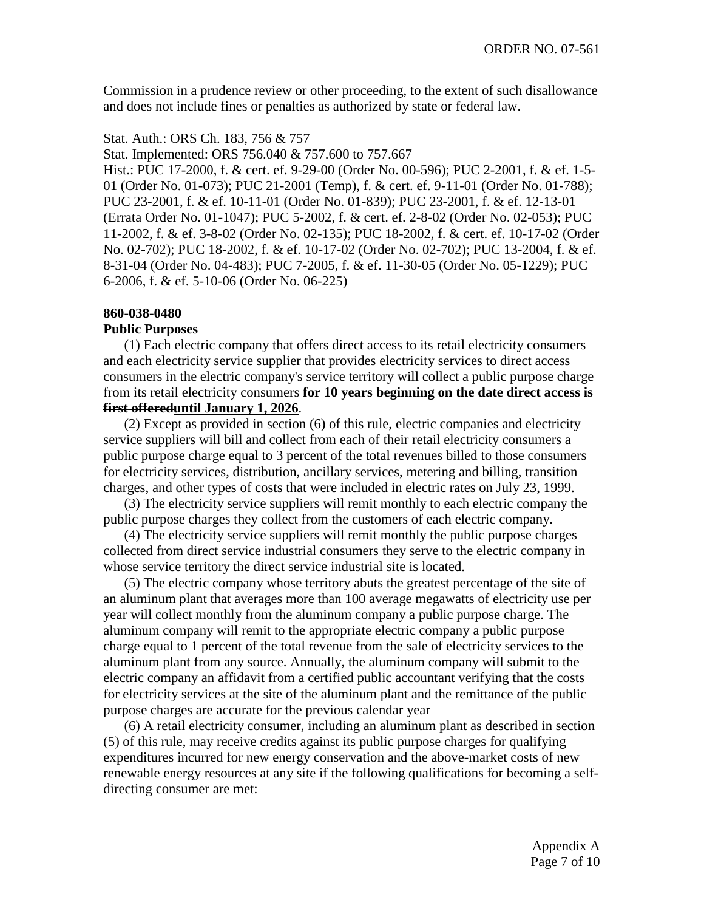Commission in a prudence review or other proceeding, to the extent of such disallowance and does not include fines or penalties as authorized by state or federal law.

Stat. Auth.: ORS Ch. 183, 756 & 757
Stat. Implemented: ORS 756.040 & 757.600 to 757.667
Hist.: PUC 17-2000, f. & cert. ef. 9-29-00 (Order No. 00-596); PUC 2-2001, f. & ef. 1-5-01 (Order No. 01-073); PUC 21-2001 (Temp), f. & cert. ef. 9-11-01 (Order No. 01-788); PUC 23-2001, f. & ef. 10-11-01 (Order No. 01-839); PUC 23-2001, f. & ef. 12-13-01 (Errata Order No. 01-1047); PUC 5-2002, f. & cert. ef. 2-8-02 (Order No. 02-053); PUC 11-2002, f. & ef. 3-8-02 (Order No. 02-135); PUC 18-2002, f. & cert. ef. 10-17-02 (Order No. 02-702); PUC 18-2002, f. & ef. 10-17-02 (Order No. 02-702); PUC 13-2004, f. & ef. 8-31-04 (Order No. 04-483); PUC 7-2005, f. & ef. 11-30-05 (Order No. 05-1229); PUC 6-2006, f. & ef. 5-10-06 (Order No. 06-225)

**860-038-0480**
**Public Purposes**

(1) Each electric company that offers direct access to its retail electricity consumers and each electricity service supplier that provides electricity services to direct access consumers in the electric company's service territory will collect a public purpose charge from its retail electricity consumers **~~for 10 years beginning on the date direct access is first offered~~<u>until January 1, 2026</u>**.

(2) Except as provided in section (6) of this rule, electric companies and electricity service suppliers will bill and collect from each of their retail electricity consumers a public purpose charge equal to 3 percent of the total revenues billed to those consumers for electricity services, distribution, ancillary services, metering and billing, transition charges, and other types of costs that were included in electric rates on July 23, 1999.

(3) The electricity service suppliers will remit monthly to each electric company the public purpose charges they collect from the customers of each electric company.

(4) The electricity service suppliers will remit monthly the public purpose charges collected from direct service industrial consumers they serve to the electric company in whose service territory the direct service industrial site is located.

(5) The electric company whose territory abuts the greatest percentage of the site of an aluminum plant that averages more than 100 average megawatts of electricity use per year will collect monthly from the aluminum company a public purpose charge. The aluminum company will remit to the appropriate electric company a public purpose charge equal to 1 percent of the total revenue from the sale of electricity services to the aluminum plant from any source. Annually, the aluminum company will submit to the electric company an affidavit from a certified public accountant verifying that the costs for electricity services at the site of the aluminum plant and the remittance of the public purpose charges are accurate for the previous calendar year

(6) A retail electricity consumer, including an aluminum plant as described in section (5) of this rule, may receive credits against its public purpose charges for qualifying expenditures incurred for new energy conservation and the above-market costs of new renewable energy resources at any site if the following qualifications for becoming a self-directing consumer are met: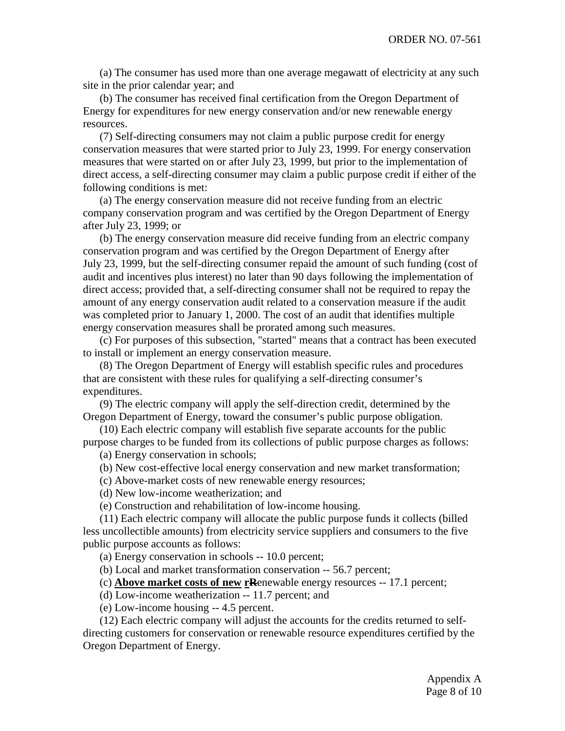(a) The consumer has used more than one average megawatt of electricity at any such site in the prior calendar year; and

(b) The consumer has received final certification from the Oregon Department of Energy for expenditures for new energy conservation and/or new renewable energy resources.

(7) Self-directing consumers may not claim a public purpose credit for energy conservation measures that were started prior to July 23, 1999. For energy conservation measures that were started on or after July 23, 1999, but prior to the implementation of direct access, a self-directing consumer may claim a public purpose credit if either of the following conditions is met:

(a) The energy conservation measure did not receive funding from an electric company conservation program and was certified by the Oregon Department of Energy after July 23, 1999; or

(b) The energy conservation measure did receive funding from an electric company conservation program and was certified by the Oregon Department of Energy after July 23, 1999, but the self-directing consumer repaid the amount of such funding (cost of audit and incentives plus interest) no later than 90 days following the implementation of direct access; provided that, a self-directing consumer shall not be required to repay the amount of any energy conservation audit related to a conservation measure if the audit was completed prior to January 1, 2000. The cost of an audit that identifies multiple energy conservation measures shall be prorated among such measures.

(c) For purposes of this subsection, "started" means that a contract has been executed to install or implement an energy conservation measure.

(8) The Oregon Department of Energy will establish specific rules and procedures that are consistent with these rules for qualifying a self-directing consumer's expenditures.

(9) The electric company will apply the self-direction credit, determined by the Oregon Department of Energy, toward the consumer's public purpose obligation.

(10) Each electric company will establish five separate accounts for the public purpose charges to be funded from its collections of public purpose charges as follows:

(a) Energy conservation in schools;

(b) New cost-effective local energy conservation and new market transformation;

(c) Above-market costs of new renewable energy resources;

(d) New low-income weatherization; and

(e) Construction and rehabilitation of low-income housing.

(11) Each electric company will allocate the public purpose funds it collects (billed less uncollectible amounts) from electricity service suppliers and consumers to the five public purpose accounts as follows:

(a) Energy conservation in schools -- 10.0 percent;

(b) Local and market transformation conservation -- 56.7 percent;

(c) **Above market costs of new r**~~R~~enewable energy resources -- 17.1 percent;

(d) Low-income weatherization -- 11.7 percent; and

(e) Low-income housing -- 4.5 percent.

(12) Each electric company will adjust the accounts for the credits returned to self-directing customers for conservation or renewable resource expenditures certified by the Oregon Department of Energy.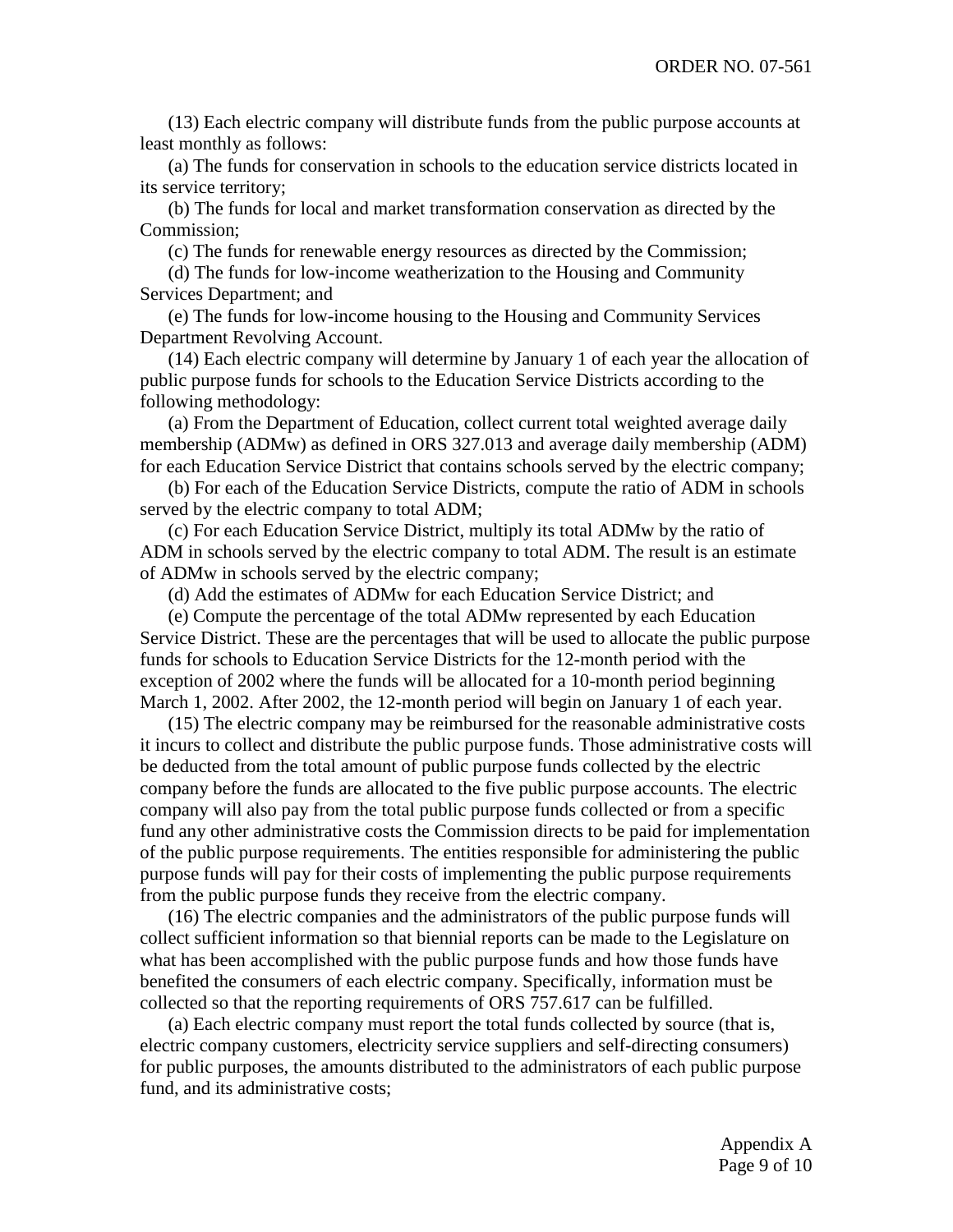(13) Each electric company will distribute funds from the public purpose accounts at least monthly as follows:

(a) The funds for conservation in schools to the education service districts located in its service territory;

(b) The funds for local and market transformation conservation as directed by the Commission;

(c) The funds for renewable energy resources as directed by the Commission;

(d) The funds for low-income weatherization to the Housing and Community Services Department; and

(e) The funds for low-income housing to the Housing and Community Services Department Revolving Account.

(14) Each electric company will determine by January 1 of each year the allocation of public purpose funds for schools to the Education Service Districts according to the following methodology:

(a) From the Department of Education, collect current total weighted average daily membership (ADMw) as defined in ORS 327.013 and average daily membership (ADM) for each Education Service District that contains schools served by the electric company;

(b) For each of the Education Service Districts, compute the ratio of ADM in schools served by the electric company to total ADM;

(c) For each Education Service District, multiply its total ADMw by the ratio of ADM in schools served by the electric company to total ADM. The result is an estimate of ADMw in schools served by the electric company;

(d) Add the estimates of ADMw for each Education Service District; and

(e) Compute the percentage of the total ADMw represented by each Education Service District. These are the percentages that will be used to allocate the public purpose funds for schools to Education Service Districts for the 12-month period with the exception of 2002 where the funds will be allocated for a 10-month period beginning March 1, 2002. After 2002, the 12-month period will begin on January 1 of each year.

(15) The electric company may be reimbursed for the reasonable administrative costs it incurs to collect and distribute the public purpose funds. Those administrative costs will be deducted from the total amount of public purpose funds collected by the electric company before the funds are allocated to the five public purpose accounts. The electric company will also pay from the total public purpose funds collected or from a specific fund any other administrative costs the Commission directs to be paid for implementation of the public purpose requirements. The entities responsible for administering the public purpose funds will pay for their costs of implementing the public purpose requirements from the public purpose funds they receive from the electric company.

(16) The electric companies and the administrators of the public purpose funds will collect sufficient information so that biennial reports can be made to the Legislature on what has been accomplished with the public purpose funds and how those funds have benefited the consumers of each electric company. Specifically, information must be collected so that the reporting requirements of ORS 757.617 can be fulfilled.

(a) Each electric company must report the total funds collected by source (that is, electric company customers, electricity service suppliers and self-directing consumers) for public purposes, the amounts distributed to the administrators of each public purpose fund, and its administrative costs;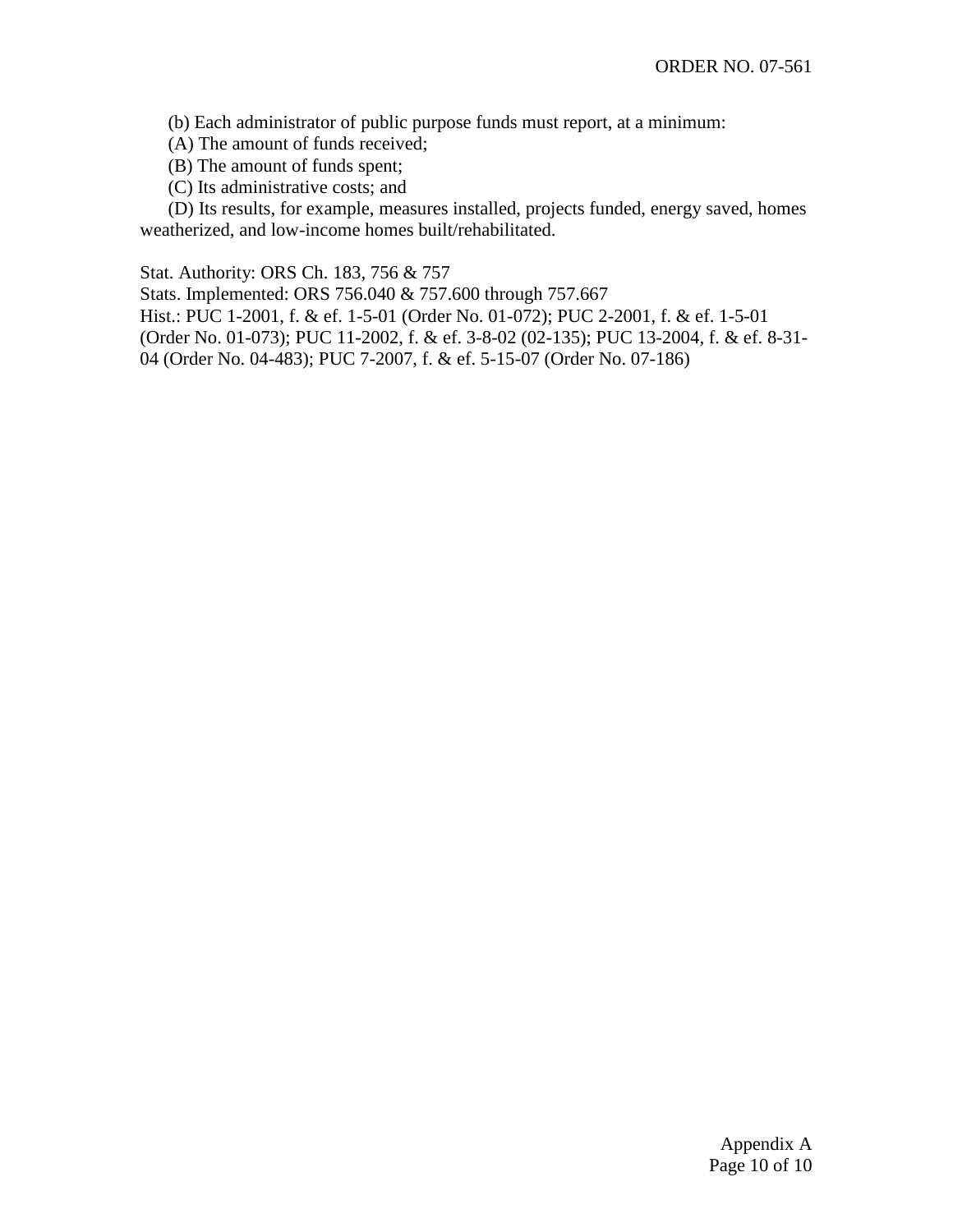(b) Each administrator of public purpose funds must report, at a minimum:

(A) The amount of funds received;

(B) The amount of funds spent;

(C) Its administrative costs; and

(D) Its results, for example, measures installed, projects funded, energy saved, homes weatherized, and low-income homes built/rehabilitated.

Stat. Authority: ORS Ch. 183, 756 & 757
Stats. Implemented: ORS 756.040 & 757.600 through 757.667
Hist.: PUC 1-2001, f. & ef. 1-5-01 (Order No. 01-072); PUC 2-2001, f. & ef. 1-5-01 (Order No. 01-073); PUC 11-2002, f. & ef. 3-8-02 (02-135); PUC 13-2004, f. & ef. 8-31-04 (Order No. 04-483); PUC 7-2007, f. & ef. 5-15-07 (Order No. 07-186)